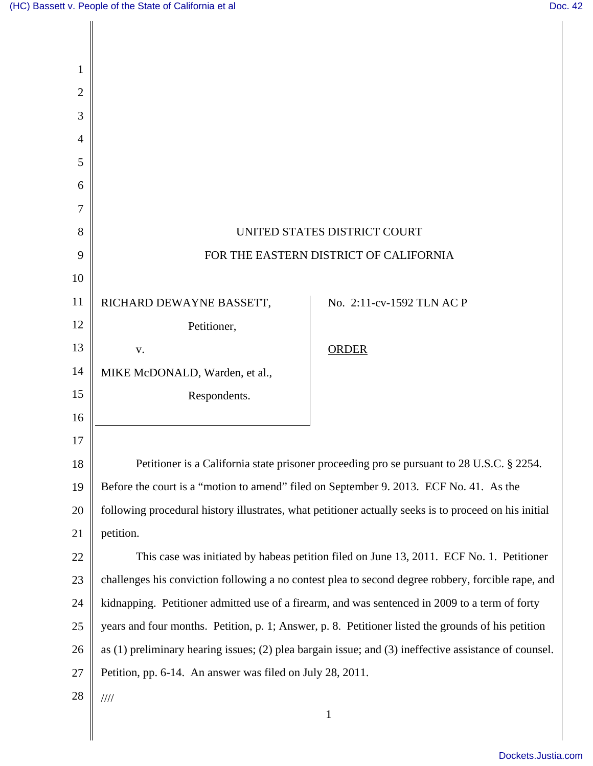UNITED STATES DISTRICT COURT

FOR THE EASTERN DISTRICT OF CALIFORNIA

| | |
|---|---|
| RICHARD DEWAYNE BASSETT, Petitioner, v. MIKE McDONALD, Warden, et al., Respondents. | No. 2:11-cv-1592 TLN AC P <br> ORDER |

Petitioner is a California state prisoner proceeding pro se pursuant to 28 U.S.C. § 2254. Before the court is a "motion to amend" filed on September 9. 2013. ECF No. 41. As the following procedural history illustrates, what petitioner actually seeks is to proceed on his initial petition.

This case was initiated by habeas petition filed on June 13, 2011. ECF No. 1. Petitioner challenges his conviction following a no contest plea to second degree robbery, forcible rape, and kidnapping. Petitioner admitted use of a firearm, and was sentenced in 2009 to a term of forty years and four months. Petition, p. 1; Answer, p. 8. Petitioner listed the grounds of his petition as (1) preliminary hearing issues; (2) plea bargain issue; and (3) ineffective assistance of counsel. Petition, pp. 6-14. An answer was filed on July 28, 2011.

////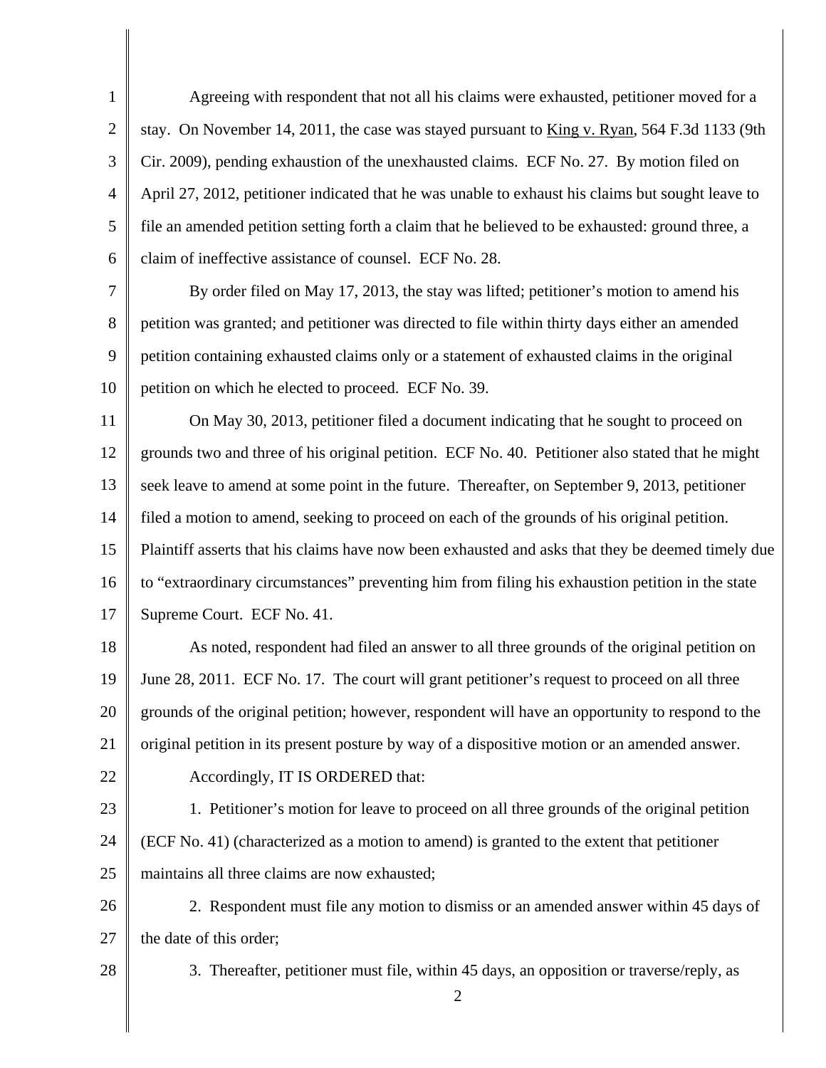Agreeing with respondent that not all his claims were exhausted, petitioner moved for a stay. On November 14, 2011, the case was stayed pursuant to King v. Ryan, 564 F.3d 1133 (9th Cir. 2009), pending exhaustion of the unexhausted claims. ECF No. 27. By motion filed on April 27, 2012, petitioner indicated that he was unable to exhaust his claims but sought leave to file an amended petition setting forth a claim that he believed to be exhausted: ground three, a claim of ineffective assistance of counsel. ECF No. 28.

By order filed on May 17, 2013, the stay was lifted; petitioner's motion to amend his petition was granted; and petitioner was directed to file within thirty days either an amended petition containing exhausted claims only or a statement of exhausted claims in the original petition on which he elected to proceed. ECF No. 39.

On May 30, 2013, petitioner filed a document indicating that he sought to proceed on grounds two and three of his original petition. ECF No. 40. Petitioner also stated that he might seek leave to amend at some point in the future. Thereafter, on September 9, 2013, petitioner filed a motion to amend, seeking to proceed on each of the grounds of his original petition. Plaintiff asserts that his claims have now been exhausted and asks that they be deemed timely due to "extraordinary circumstances" preventing him from filing his exhaustion petition in the state Supreme Court. ECF No. 41.

As noted, respondent had filed an answer to all three grounds of the original petition on June 28, 2011. ECF No. 17. The court will grant petitioner's request to proceed on all three grounds of the original petition; however, respondent will have an opportunity to respond to the original petition in its present posture by way of a dispositive motion or an amended answer.

Accordingly, IT IS ORDERED that:

1. Petitioner's motion for leave to proceed on all three grounds of the original petition (ECF No. 41) (characterized as a motion to amend) is granted to the extent that petitioner maintains all three claims are now exhausted;

2. Respondent must file any motion to dismiss or an amended answer within 45 days of the date of this order;

3. Thereafter, petitioner must file, within 45 days, an opposition or traverse/reply, as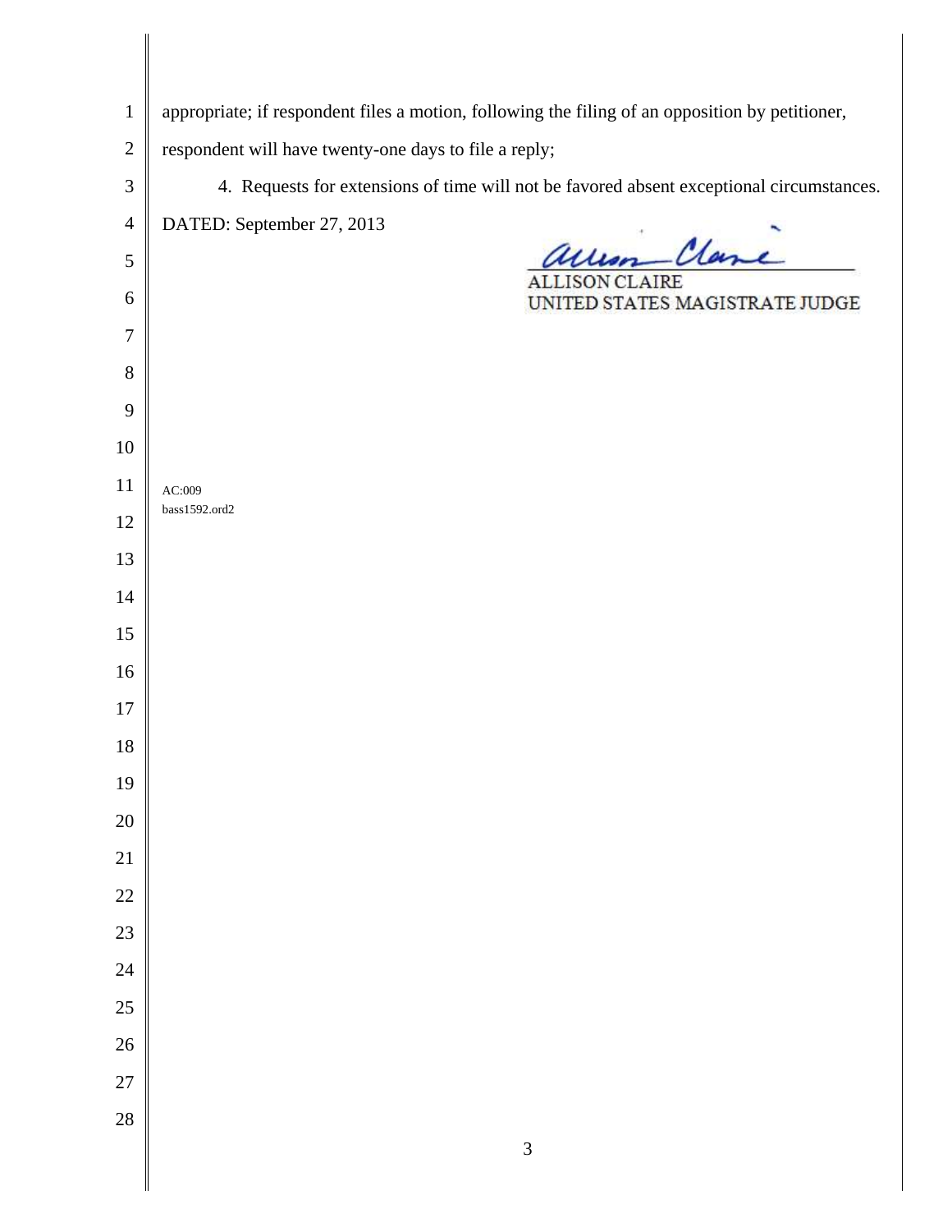appropriate; if respondent files a motion, following the filing of an opposition by petitioner, respondent will have twenty-one days to file a reply;

4. Requests for extensions of time will not be favored absent exceptional circumstances.

DATED: September 27, 2013

ALLISON CLAIRE
UNITED STATES MAGISTRATE JUDGE

AC:009
bass1592.ord2